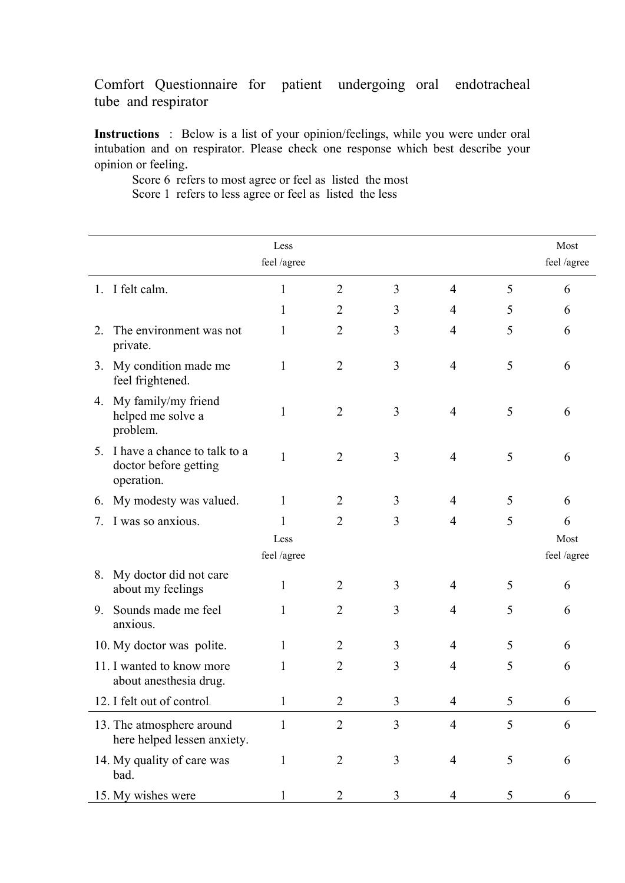Comfort Questionnaire for patient undergoing oral endotracheal tube and respirator

**Instructions** : Below is a list of your opinion/feelings, while you were under oral intubation and on respirator. Please check one response which best describe your opinion or feeling.

Score 6 refers to most agree or feel as listed the most
Score 1 refers to less agree or feel as listed the less

| | Less feel /agree | | | | | Most feel /agree |
|---|---|---|---|---|---|---|
| 1. I felt calm. | 1 | 2 | 3 | 4 | 5 | 6 |
| | 1 | 2 | 3 | 4 | 5 | 6 |
| 2. The environment was not private. | 1 | 2 | 3 | 4 | 5 | 6 |
| 3. My condition made me feel frightened. | 1 | 2 | 3 | 4 | 5 | 6 |
| 4. My family/my friend helped me solve a problem. | 1 | 2 | 3 | 4 | 5 | 6 |
| 5. I have a chance to talk to a doctor before getting operation. | 1 | 2 | 3 | 4 | 5 | 6 |
| 6. My modesty was valued. | 1 | 2 | 3 | 4 | 5 | 6 |
| 7. I was so anxious. | 1 | 2 | 3 | 4 | 5 | 6 |
| | Less feel /agree | | | | | Most feel /agree |
| 8. My doctor did not care about my feelings | 1 | 2 | 3 | 4 | 5 | 6 |
| 9. Sounds made me feel anxious. | 1 | 2 | 3 | 4 | 5 | 6 |
| 10. My doctor was polite. | 1 | 2 | 3 | 4 | 5 | 6 |
| 11. I wanted to know more about anesthesia drug. | 1 | 2 | 3 | 4 | 5 | 6 |
| 12. I felt out of control. | 1 | 2 | 3 | 4 | 5 | 6 |
| 13. The atmosphere around here helped lessen anxiety. | 1 | 2 | 3 | 4 | 5 | 6 |
| 14. My quality of care was bad. | 1 | 2 | 3 | 4 | 5 | 6 |
| 15. My wishes were | 1 | 2 | 3 | 4 | 5 | 6 |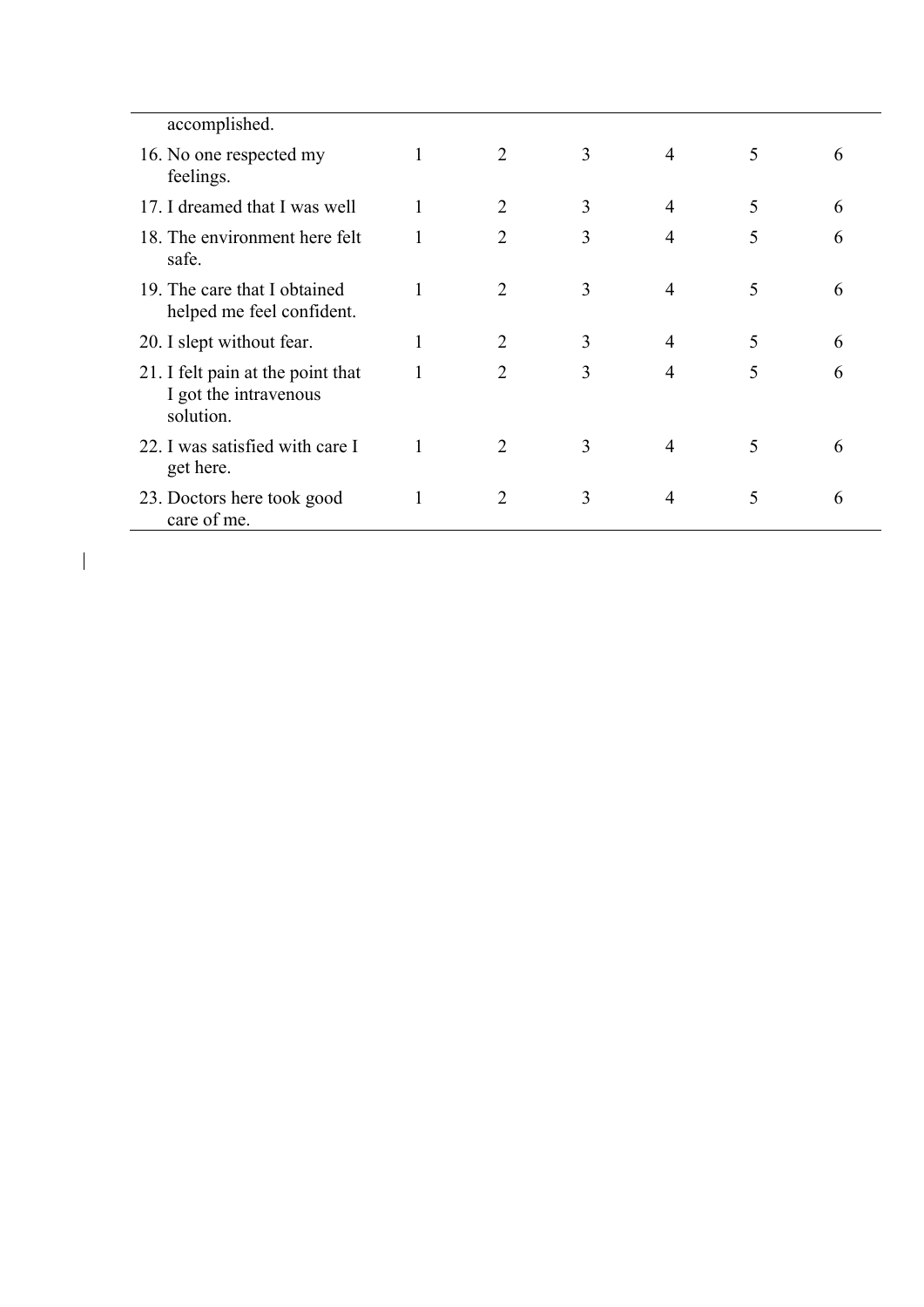| | | | | | | |
|---|---|---|---|---|---|---|
| accomplished. | | | | | | |
| 16. No one respected my feelings. | 1 | 2 | 3 | 4 | 5 | 6 |
| 17. I dreamed that I was well | 1 | 2 | 3 | 4 | 5 | 6 |
| 18. The environment here felt safe. | 1 | 2 | 3 | 4 | 5 | 6 |
| 19. The care that I obtained helped me feel confident. | 1 | 2 | 3 | 4 | 5 | 6 |
| 20. I slept without fear. | 1 | 2 | 3 | 4 | 5 | 6 |
| 21. I felt pain at the point that I got the intravenous solution. | 1 | 2 | 3 | 4 | 5 | 6 |
| 22. I was satisfied with care I get here. | 1 | 2 | 3 | 4 | 5 | 6 |
| 23. Doctors here took good care of me. | 1 | 2 | 3 | 4 | 5 | 6 |